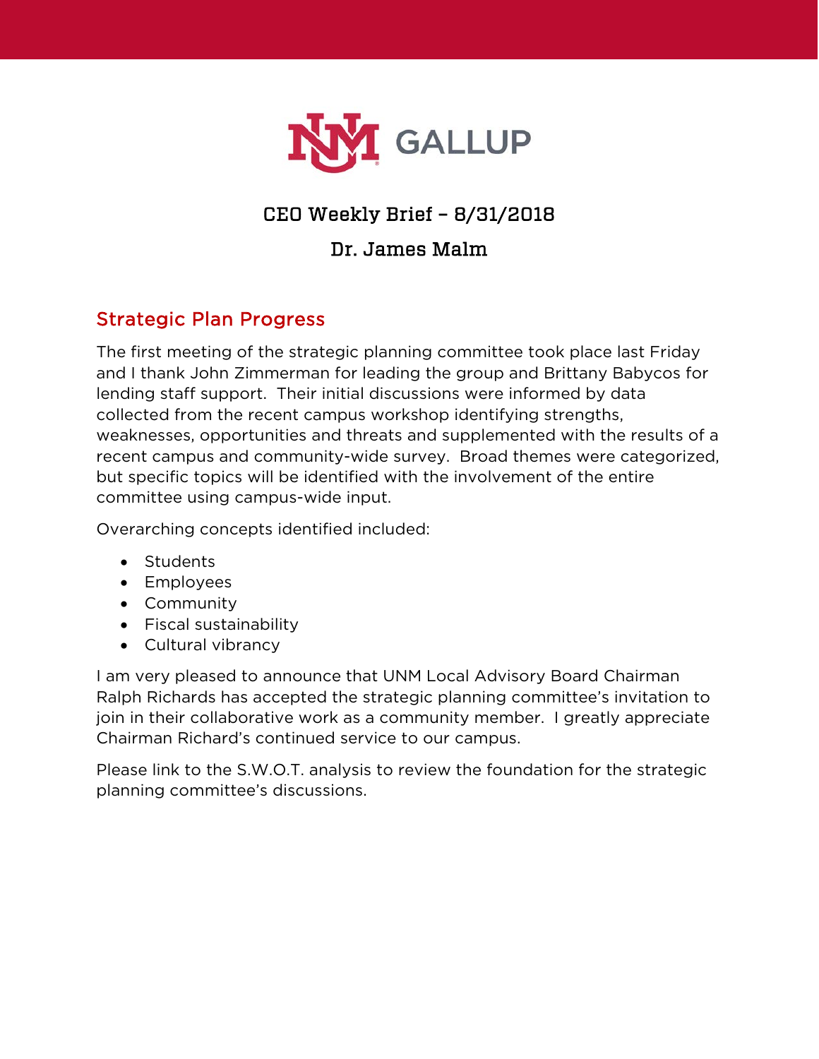UNM GALLUP

# CEO Weekly Brief – 8/31/2018

## Dr. James Malm

### Strategic Plan Progress

The first meeting of the strategic planning committee took place last Friday and I thank John Zimmerman for leading the group and Brittany Babycos for lending staff support. Their initial discussions were informed by data collected from the recent campus workshop identifying strengths, weaknesses, opportunities and threats and supplemented with the results of a recent campus and community-wide survey. Broad themes were categorized, but specific topics will be identified with the involvement of the entire committee using campus-wide input.

Overarching concepts identified included:

- Students
- Employees
- Community
- Fiscal sustainability
- Cultural vibrancy

I am very pleased to announce that UNM Local Advisory Board Chairman Ralph Richards has accepted the strategic planning committee's invitation to join in their collaborative work as a community member. I greatly appreciate Chairman Richard's continued service to our campus.

Please link to the S.W.O.T. analysis to review the foundation for the strategic planning committee's discussions.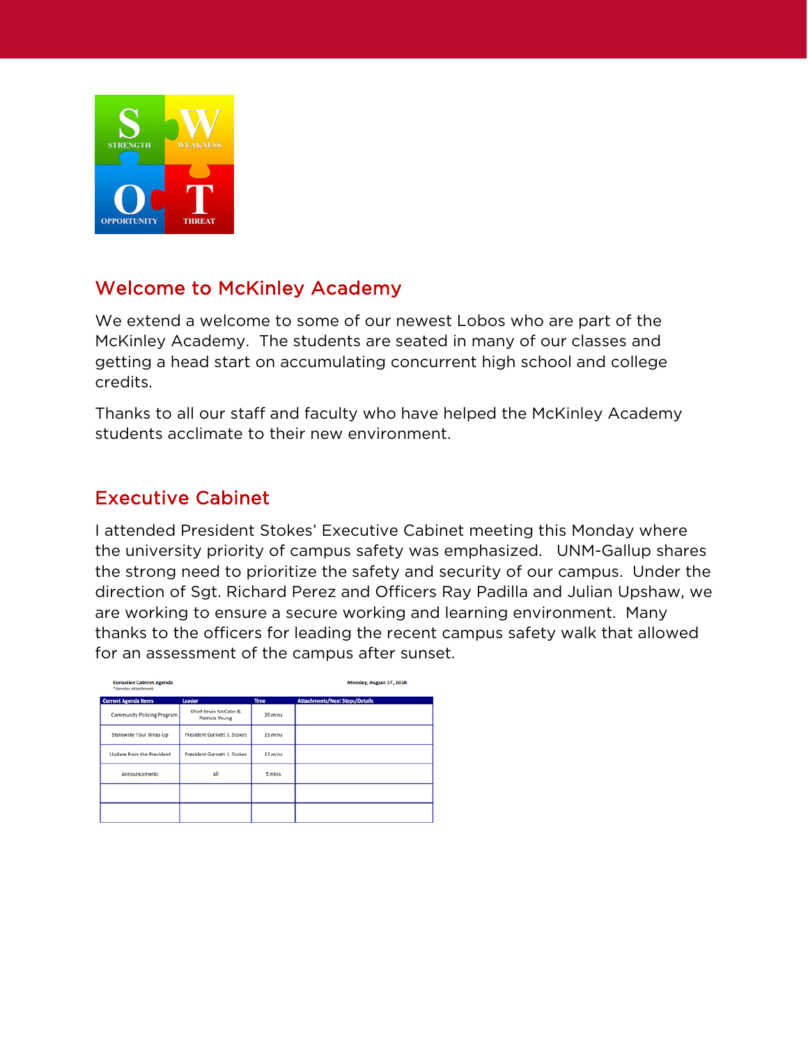## Welcome to McKinley Academy

We extend a welcome to some of our newest Lobos who are part of the McKinley Academy. The students are seated in many of our classes and getting a head start on accumulating concurrent high school and college credits.

Thanks to all our staff and faculty who have helped the McKinley Academy students acclimate to their new environment.

## Executive Cabinet

I attended President Stokes' Executive Cabinet meeting this Monday where the university priority of campus safety was emphasized. UNM-Gallup shares the strong need to prioritize the safety and security of our campus. Under the direction of Sgt. Richard Perez and Officers Ray Padilla and Julian Upshaw, we are working to ensure a secure working and learning environment. Many thanks to the officers for leading the recent campus safety walk that allowed for an assessment of the campus after sunset.

**Executive Cabinet Agenda**
*\*denotes attachment*

**Monday, August 27, 2018**

| Current Agenda Items | Leader | Time | Attachments/Next Steps/Details |
|---|---|---|---|
| Community Policing Program | Chief Kevin McCabe & Patricia Young | 20 mins | |
| Statewide Tour Wrap-Up | President Garnett S. Stokes | 15 mins | |
| Update from the President | President Garnett S. Stokes | 15 mins | |
| Announcements | All | 5 mins | |
| | | | |
| | | | |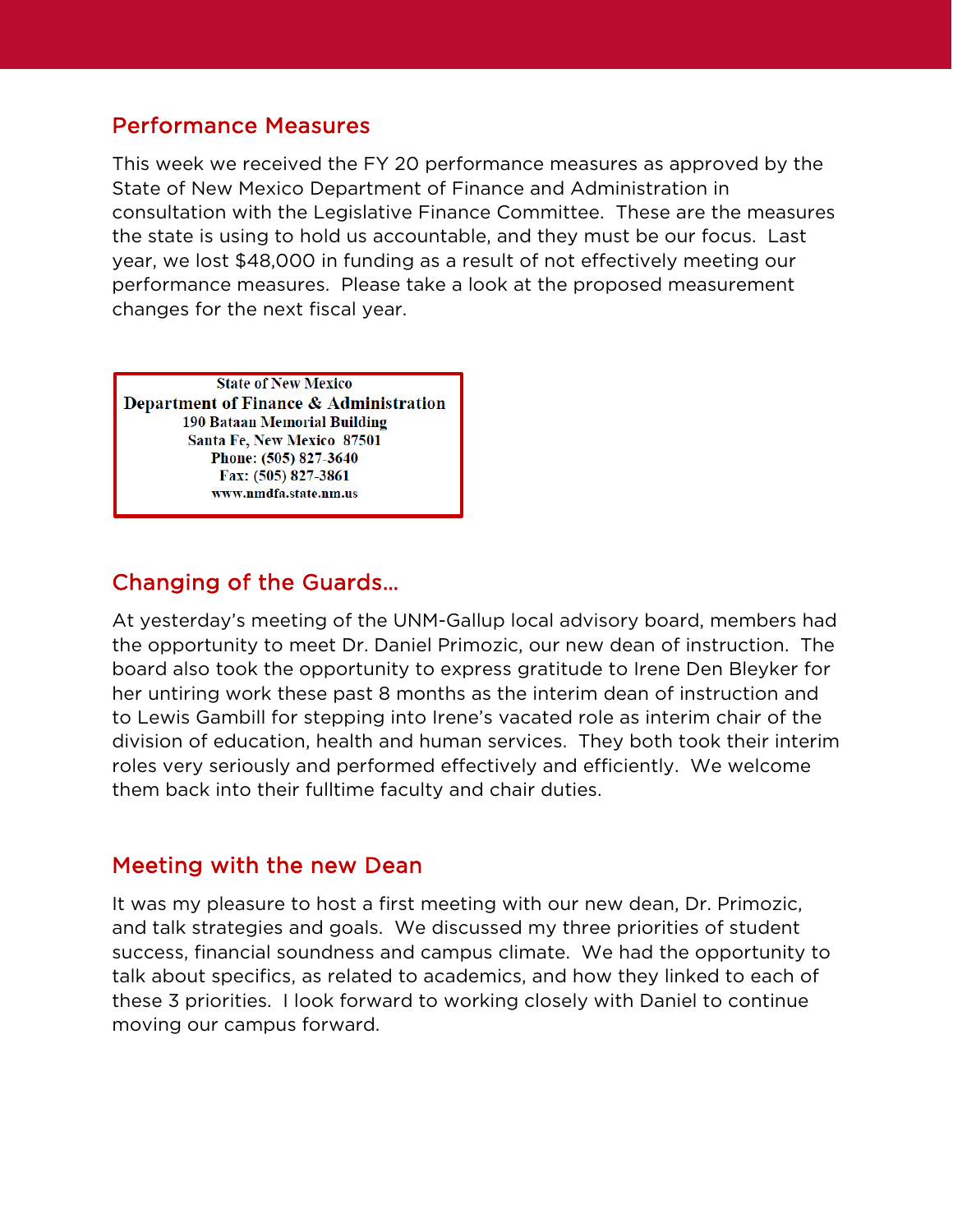## Performance Measures

This week we received the FY 20 performance measures as approved by the State of New Mexico Department of Finance and Administration in consultation with the Legislative Finance Committee. These are the measures the state is using to hold us accountable, and they must be our focus. Last year, we lost $48,000 in funding as a result of not effectively meeting our performance measures. Please take a look at the proposed measurement changes for the next fiscal year.

**State of New Mexico**
**Department of Finance & Administration**
**190 Bataan Memorial Building**
**Santa Fe, New Mexico 87501**
**Phone: (505) 827-3640**
**Fax: (505) 827-3861**
**www.nmdfa.state.nm.us**

## Changing of the Guards…

At yesterday's meeting of the UNM-Gallup local advisory board, members had the opportunity to meet Dr. Daniel Primozic, our new dean of instruction. The board also took the opportunity to express gratitude to Irene Den Bleyker for her untiring work these past 8 months as the interim dean of instruction and to Lewis Gambill for stepping into Irene's vacated role as interim chair of the division of education, health and human services. They both took their interim roles very seriously and performed effectively and efficiently. We welcome them back into their fulltime faculty and chair duties.

## Meeting with the new Dean

It was my pleasure to host a first meeting with our new dean, Dr. Primozic, and talk strategies and goals. We discussed my three priorities of student success, financial soundness and campus climate. We had the opportunity to talk about specifics, as related to academics, and how they linked to each of these 3 priorities. I look forward to working closely with Daniel to continue moving our campus forward.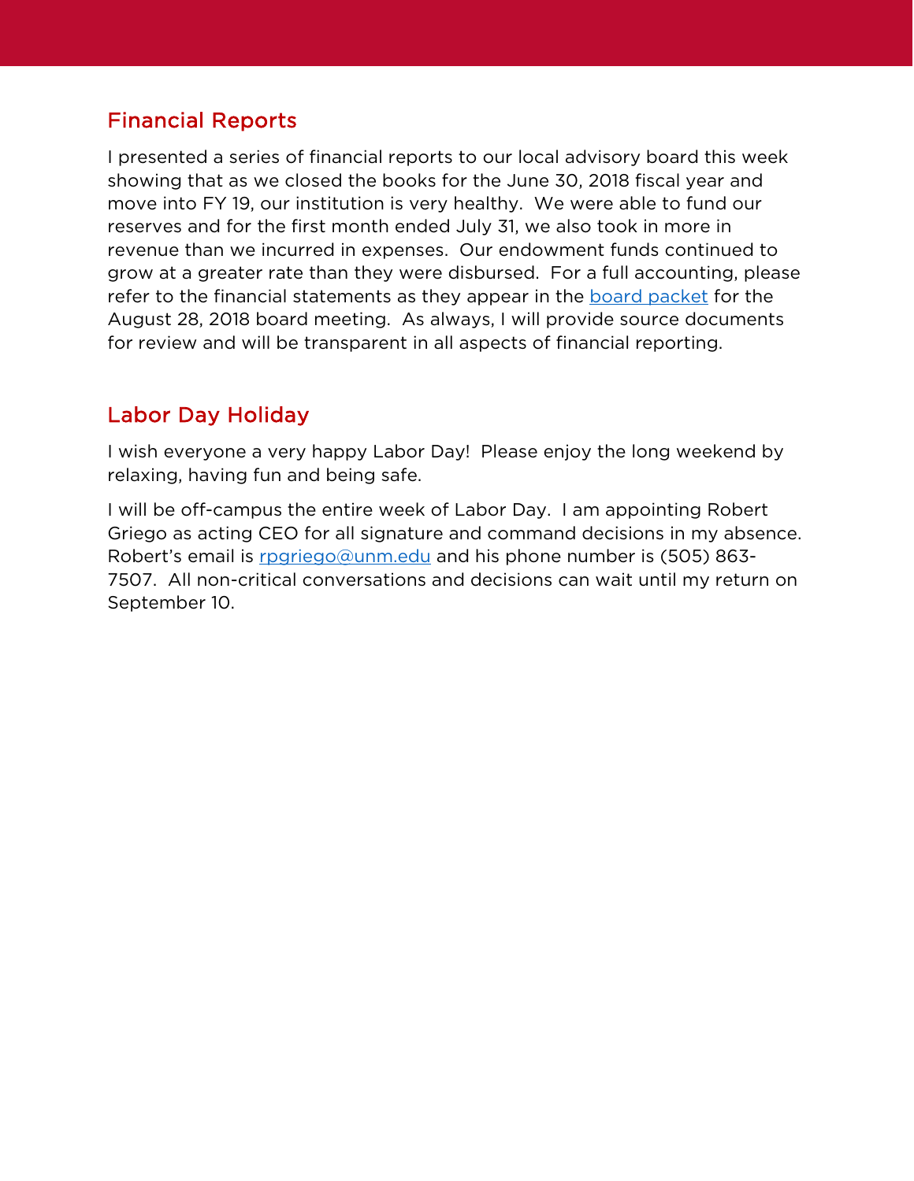## Financial Reports

I presented a series of financial reports to our local advisory board this week showing that as we closed the books for the June 30, 2018 fiscal year and move into FY 19, our institution is very healthy. We were able to fund our reserves and for the first month ended July 31, we also took in more in revenue than we incurred in expenses. Our endowment funds continued to grow at a greater rate than they were disbursed. For a full accounting, please refer to the financial statements as they appear in the board packet for the August 28, 2018 board meeting. As always, I will provide source documents for review and will be transparent in all aspects of financial reporting.

## Labor Day Holiday

I wish everyone a very happy Labor Day! Please enjoy the long weekend by relaxing, having fun and being safe.

I will be off-campus the entire week of Labor Day. I am appointing Robert Griego as acting CEO for all signature and command decisions in my absence. Robert's email is rpgriego@unm.edu and his phone number is (505) 863-7507. All non-critical conversations and decisions can wait until my return on September 10.